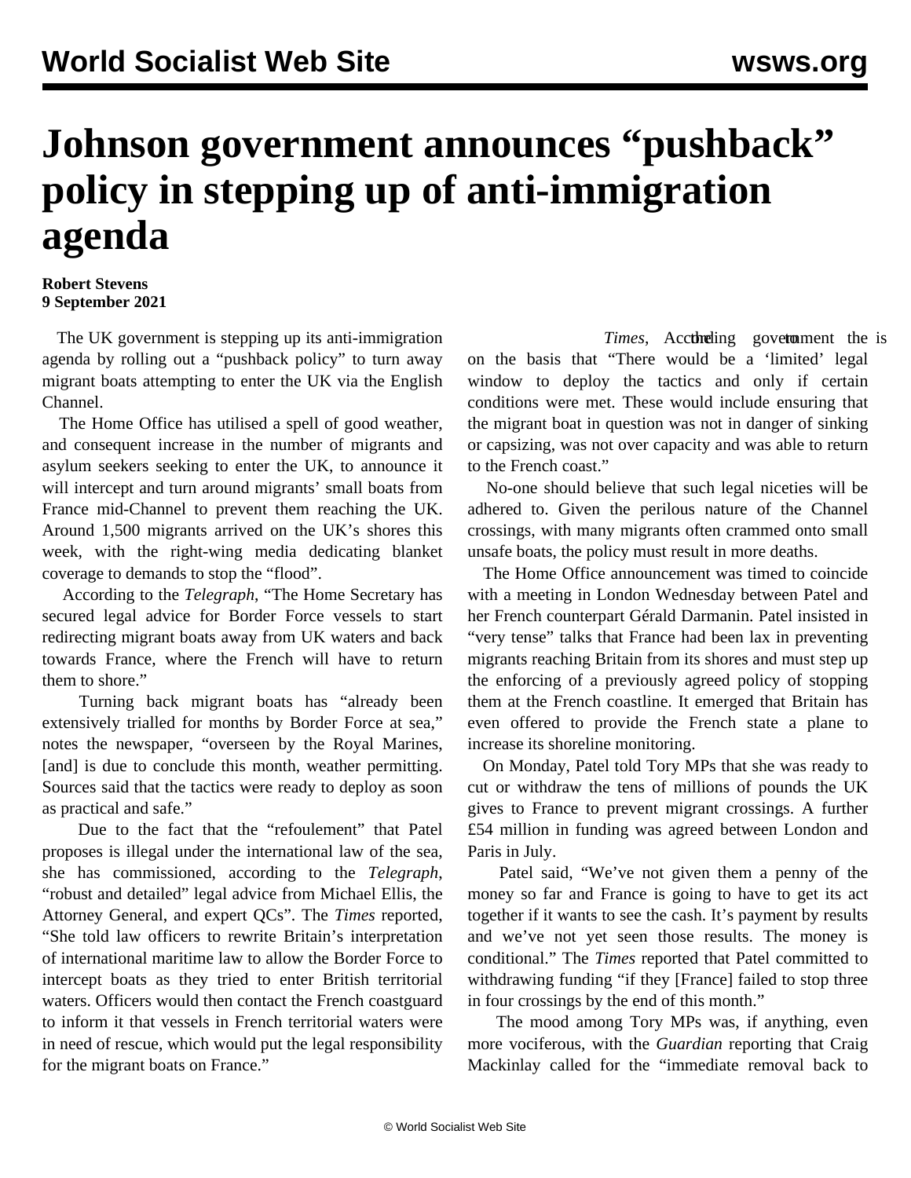# Johnson government announces "pushback" policy in stepping up of anti-immigration agenda

**Robert Stevens**
**9 September 2021**

The UK government is stepping up its anti-immigration agenda by rolling out a "pushback policy" to turn away migrant boats attempting to enter the UK via the English Channel.

The Home Office has utilised a spell of good weather, and consequent increase in the number of migrants and asylum seekers seeking to enter the UK, to announce it will intercept and turn around migrants' small boats from France mid-Channel to prevent them reaching the UK. Around 1,500 migrants arrived on the UK's shores this week, with the right-wing media dedicating blanket coverage to demands to stop the "flood".

According to the *Telegraph*, "The Home Secretary has secured legal advice for Border Force vessels to start redirecting migrant boats away from UK waters and back towards France, where the French will have to return them to shore."

Turning back migrant boats has "already been extensively trialled for months by Border Force at sea," notes the newspaper, "overseen by the Royal Marines, [and] is due to conclude this month, weather permitting. Sources said that the tactics were ready to deploy as soon as practical and safe."

Due to the fact that the "refoulement" that Patel proposes is illegal under the international law of the sea, she has commissioned, according to the *Telegraph*, "robust and detailed" legal advice from Michael Ellis, the Attorney General, and expert QCs". The *Times* reported, "She told law officers to rewrite Britain's interpretation of international maritime law to allow the Border Force to intercept boats as they tried to enter British territorial waters. Officers would then contact the French coastguard to inform it that vessels in French territorial waters were in need of rescue, which would put the legal responsibility for the migrant boats on France."

According to the *Times*, the government is on the basis that "There would be a 'limited' legal window to deploy the tactics and only if certain conditions were met. These would include ensuring that the migrant boat in question was not in danger of sinking or capsizing, was not over capacity and was able to return to the French coast."

No-one should believe that such legal niceties will be adhered to. Given the perilous nature of the Channel crossings, with many migrants often crammed onto small unsafe boats, the policy must result in more deaths.

The Home Office announcement was timed to coincide with a meeting in London Wednesday between Patel and her French counterpart Gérald Darmanin. Patel insisted in "very tense" talks that France had been lax in preventing migrants reaching Britain from its shores and must step up the enforcing of a previously agreed policy of stopping them at the French coastline. It emerged that Britain has even offered to provide the French state a plane to increase its shoreline monitoring.

On Monday, Patel told Tory MPs that she was ready to cut or withdraw the tens of millions of pounds the UK gives to France to prevent migrant crossings. A further £54 million in funding was agreed between London and Paris in July.

Patel said, "We've not given them a penny of the money so far and France is going to have to get its act together if it wants to see the cash. It's payment by results and we've not yet seen those results. The money is conditional." The *Times* reported that Patel committed to withdrawing funding "if they [France] failed to stop three in four crossings by the end of this month."

The mood among Tory MPs was, if anything, even more vociferous, with the *Guardian* reporting that Craig Mackinlay called for the "immediate removal back to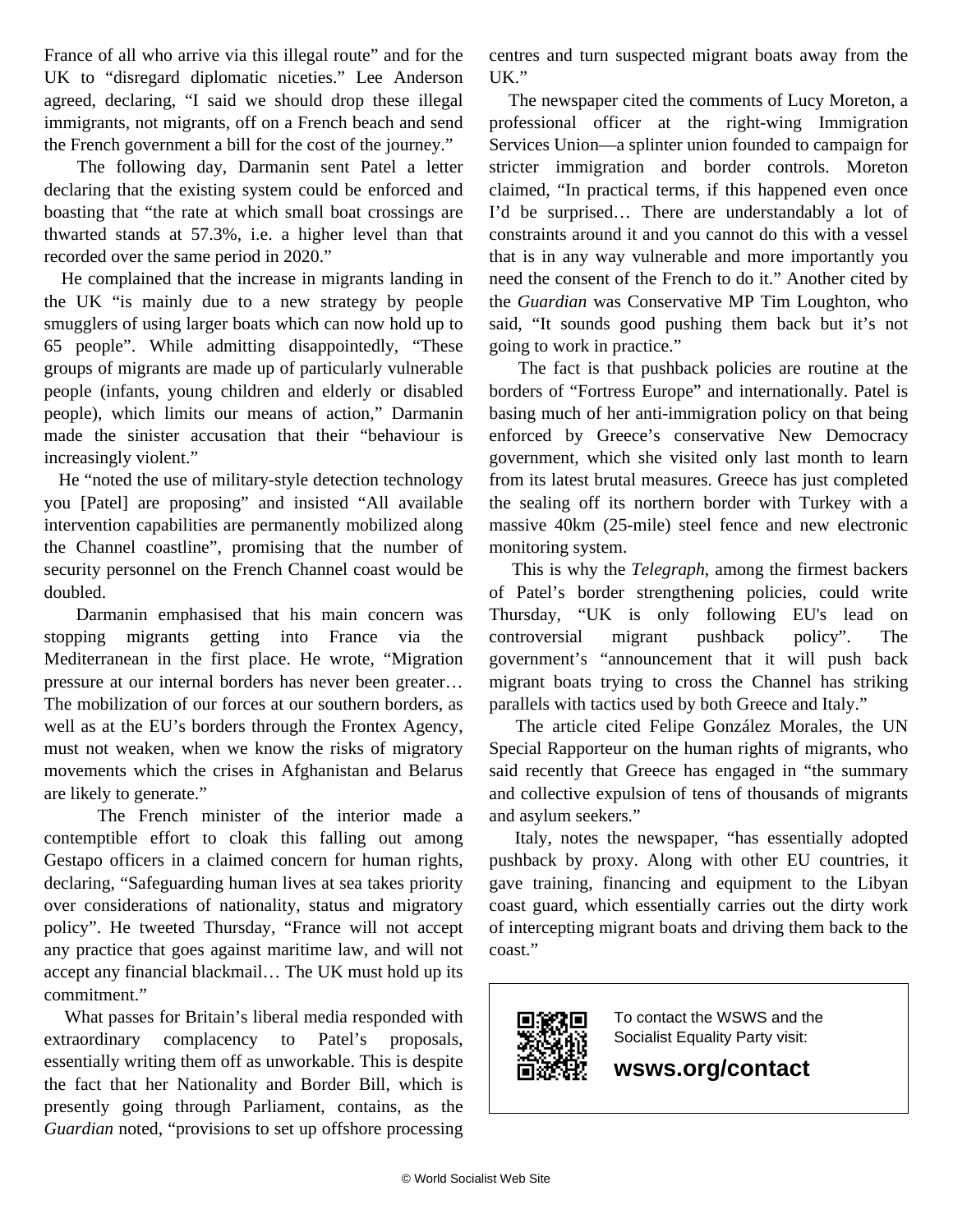France of all who arrive via this illegal route" and for the UK to "disregard diplomatic niceties." Lee Anderson agreed, declaring, "I said we should drop these illegal immigrants, not migrants, off on a French beach and send the French government a bill for the cost of the journey."

The following day, Darmanin sent Patel a letter declaring that the existing system could be enforced and boasting that "the rate at which small boat crossings are thwarted stands at 57.3%, i.e. a higher level than that recorded over the same period in 2020."

He complained that the increase in migrants landing in the UK "is mainly due to a new strategy by people smugglers of using larger boats which can now hold up to 65 people". While admitting disappointedly, "These groups of migrants are made up of particularly vulnerable people (infants, young children and elderly or disabled people), which limits our means of action," Darmanin made the sinister accusation that their "behaviour is increasingly violent."

He "noted the use of military-style detection technology you [Patel] are proposing" and insisted "All available intervention capabilities are permanently mobilized along the Channel coastline", promising that the number of security personnel on the French Channel coast would be doubled.

Darmanin emphasised that his main concern was stopping migrants getting into France via the Mediterranean in the first place. He wrote, "Migration pressure at our internal borders has never been greater… The mobilization of our forces at our southern borders, as well as at the EU's borders through the Frontex Agency, must not weaken, when we know the risks of migratory movements which the crises in Afghanistan and Belarus are likely to generate."

The French minister of the interior made a contemptible effort to cloak this falling out among Gestapo officers in a claimed concern for human rights, declaring, "Safeguarding human lives at sea takes priority over considerations of nationality, status and migratory policy". He tweeted Thursday, "France will not accept any practice that goes against maritime law, and will not accept any financial blackmail… The UK must hold up its commitment."

What passes for Britain's liberal media responded with extraordinary complacency to Patel's proposals, essentially writing them off as unworkable. This is despite the fact that her Nationality and Border Bill, which is presently going through Parliament, contains, as the *Guardian* noted, "provisions to set up offshore processing centres and turn suspected migrant boats away from the UK."

The newspaper cited the comments of Lucy Moreton, a professional officer at the right-wing Immigration Services Union—a splinter union founded to campaign for stricter immigration and border controls. Moreton claimed, "In practical terms, if this happened even once I'd be surprised… There are understandably a lot of constraints around it and you cannot do this with a vessel that is in any way vulnerable and more importantly you need the consent of the French to do it." Another cited by the *Guardian* was Conservative MP Tim Loughton, who said, "It sounds good pushing them back but it's not going to work in practice."

The fact is that pushback policies are routine at the borders of "Fortress Europe" and internationally. Patel is basing much of her anti-immigration policy on that being enforced by Greece's conservative New Democracy government, which she visited only last month to learn from its latest brutal measures. Greece has just completed the sealing off its northern border with Turkey with a massive 40km (25-mile) steel fence and new electronic monitoring system.

This is why the *Telegraph*, among the firmest backers of Patel's border strengthening policies, could write Thursday, "UK is only following EU's lead on controversial migrant pushback policy". The government's "announcement that it will push back migrant boats trying to cross the Channel has striking parallels with tactics used by both Greece and Italy."

The article cited Felipe González Morales, the UN Special Rapporteur on the human rights of migrants, who said recently that Greece has engaged in "the summary and collective expulsion of tens of thousands of migrants and asylum seekers."

Italy, notes the newspaper, "has essentially adopted pushback by proxy. Along with other EU countries, it gave training, financing and equipment to the Libyan coast guard, which essentially carries out the dirty work of intercepting migrant boats and driving them back to the coast."

To contact the WSWS and the Socialist Equality Party visit:

**wsws.org/contact**